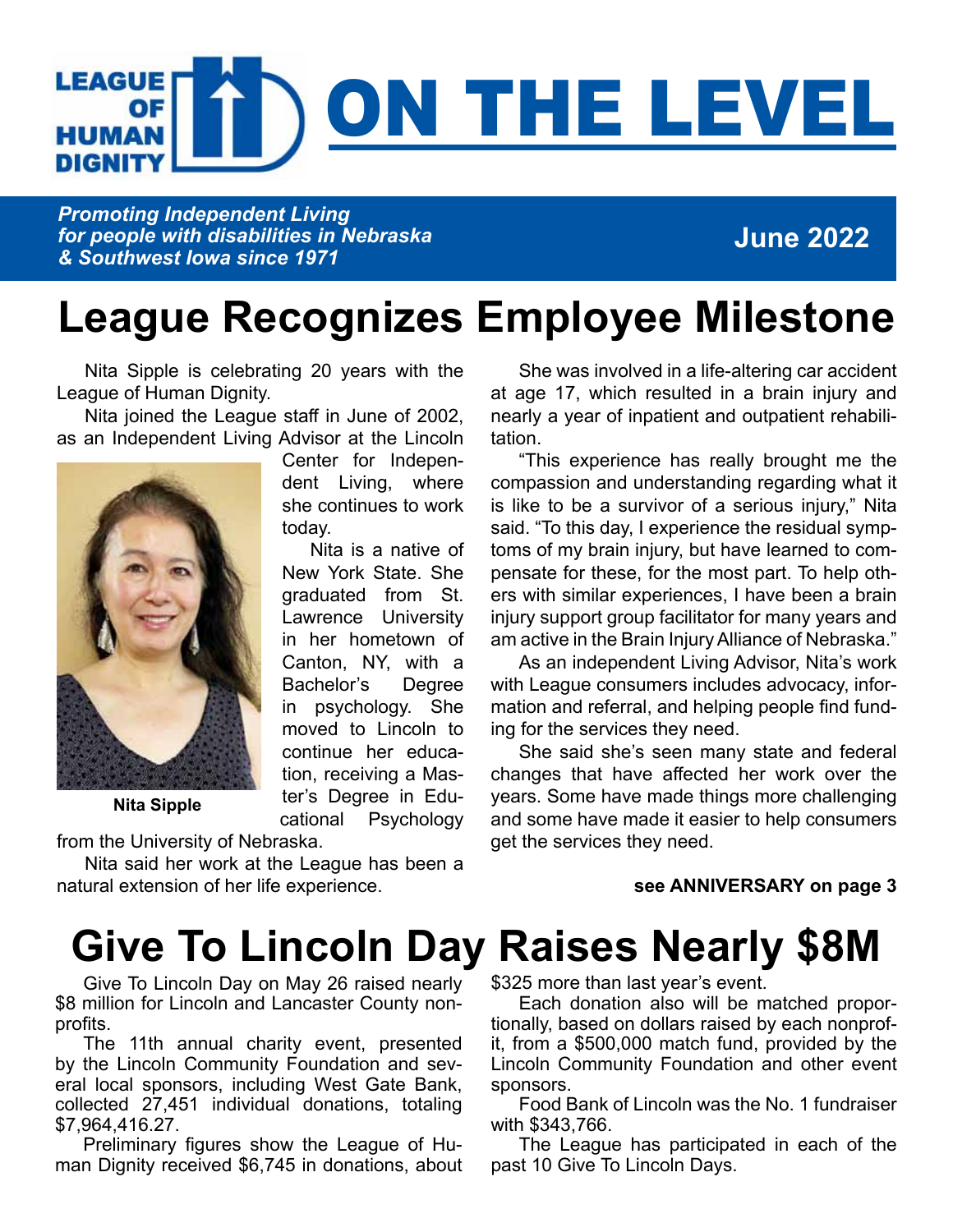LEAGUE OF HUMAN DIGNITY

# ON THE LEVEL

***Promoting Independent Living for people with disabilities in Nebraska & Southwest Iowa since 1971***

**June 2022**

## League Recognizes Employee Milestone

Nita Sipple is celebrating 20 years with the League of Human Dignity.

Nita joined the League staff in June of 2002, as an Independent Living Advisor at the Lincoln Center for Independent Living, where she continues to work today.

Nita is a native of New York State. She graduated from St. Lawrence University in her hometown of Canton, NY, with a Bachelor's Degree in psychology. She moved to Lincoln to continue her education, receiving a Master's Degree in Educational Psychology from the University of Nebraska.

**Nita Sipple**

Nita said her work at the League has been a natural extension of her life experience.

She was involved in a life-altering car accident at age 17, which resulted in a brain injury and nearly a year of inpatient and outpatient rehabilitation.

"This experience has really brought me the compassion and understanding regarding what it is like to be a survivor of a serious injury," Nita said. "To this day, I experience the residual symptoms of my brain injury, but have learned to compensate for these, for the most part. To help others with similar experiences, I have been a brain injury support group facilitator for many years and am active in the Brain Injury Alliance of Nebraska."

As an independent Living Advisor, Nita's work with League consumers includes advocacy, information and referral, and helping people find funding for the services they need.

She said she's seen many state and federal changes that have affected her work over the years. Some have made things more challenging and some have made it easier to help consumers get the services they need.

**see ANNIVERSARY on page 3**

## Give To Lincoln Day Raises Nearly $8M

Give To Lincoln Day on May 26 raised nearly $8 million for Lincoln and Lancaster County nonprofits.

The 11th annual charity event, presented by the Lincoln Community Foundation and several local sponsors, including West Gate Bank, collected 27,451 individual donations, totaling $7,964,416.27.

Preliminary figures show the League of Human Dignity received $6,745 in donations, about $325 more than last year's event.

Each donation also will be matched proportionally, based on dollars raised by each nonprofit, from a $500,000 match fund, provided by the Lincoln Community Foundation and other event sponsors.

Food Bank of Lincoln was the No. 1 fundraiser with $343,766.

The League has participated in each of the past 10 Give To Lincoln Days.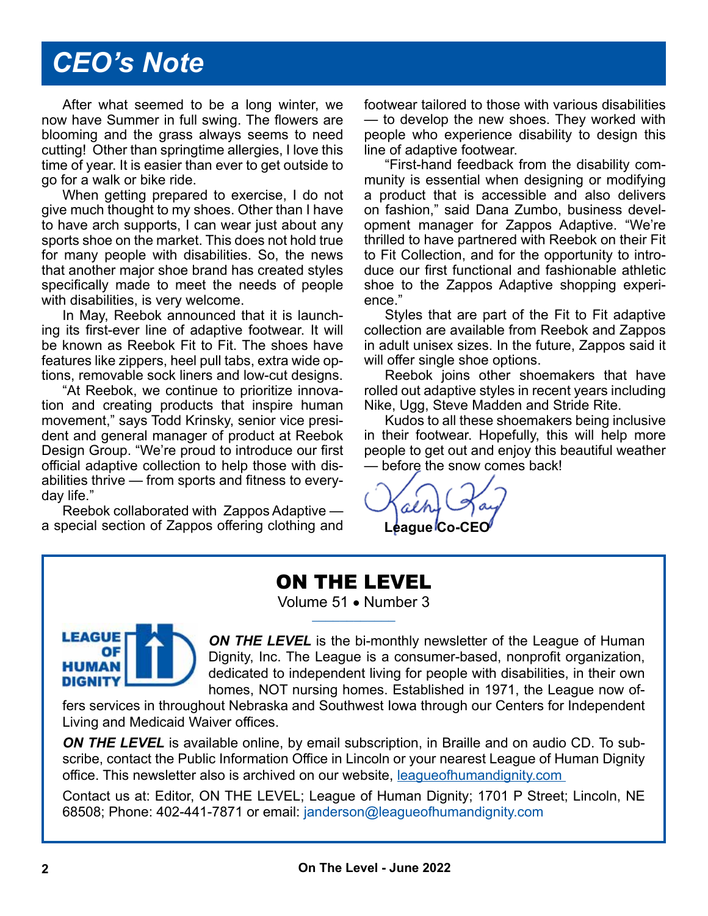# CEO's Note

After what seemed to be a long winter, we now have Summer in full swing. The flowers are blooming and the grass always seems to need cutting! Other than springtime allergies, I love this time of year. It is easier than ever to get outside to go for a walk or bike ride.

When getting prepared to exercise, I do not give much thought to my shoes. Other than I have to have arch supports, I can wear just about any sports shoe on the market. This does not hold true for many people with disabilities. So, the news that another major shoe brand has created styles specifically made to meet the needs of people with disabilities, is very welcome.

In May, Reebok announced that it is launching its first-ever line of adaptive footwear. It will be known as Reebok Fit to Fit. The shoes have features like zippers, heel pull tabs, extra wide options, removable sock liners and low-cut designs.

"At Reebok, we continue to prioritize innovation and creating products that inspire human movement," says Todd Krinsky, senior vice president and general manager of product at Reebok Design Group. "We're proud to introduce our first official adaptive collection to help those with disabilities thrive — from sports and fitness to everyday life."

Reebok collaborated with Zappos Adaptive — a special section of Zappos offering clothing and footwear tailored to those with various disabilities — to develop the new shoes. They worked with people who experience disability to design this line of adaptive footwear.

"First-hand feedback from the disability community is essential when designing or modifying a product that is accessible and also delivers on fashion," said Dana Zumbo, business development manager for Zappos Adaptive. "We're thrilled to have partnered with Reebok on their Fit to Fit Collection, and for the opportunity to introduce our first functional and fashionable athletic shoe to the Zappos Adaptive shopping experience."

Styles that are part of the Fit to Fit adaptive collection are available from Reebok and Zappos in adult unisex sizes. In the future, Zappos said it will offer single shoe options.

Reebok joins other shoemakers that have rolled out adaptive styles in recent years including Nike, Ugg, Steve Madden and Stride Rite.

Kudos to all these shoemakers being inclusive in their footwear. Hopefully, this will help more people to get out and enjoy this beautiful weather — before the snow comes back!

Kathy Kay

**League Co-CEO**

---

## ON THE LEVEL

Volume 51 • Number 3

LEAGUE OF HUMAN DIGNITY

***ON THE LEVEL*** is the bi-monthly newsletter of the League of Human Dignity, Inc. The League is a consumer-based, nonprofit organization, dedicated to independent living for people with disabilities, in their own homes, NOT nursing homes. Established in 1971, the League now offers services in throughout Nebraska and Southwest Iowa through our Centers for Independent Living and Medicaid Waiver offices.

***ON THE LEVEL*** is available online, by email subscription, in Braille and on audio CD. To subscribe, contact the Public Information Office in Lincoln or your nearest League of Human Dignity office. This newsletter also is archived on our website, leagueofhumandignity.com

Contact us at: Editor, ON THE LEVEL; League of Human Dignity; 1701 P Street; Lincoln, NE 68508; Phone: 402-441-7871 or email: janderson@leagueofhumandignity.com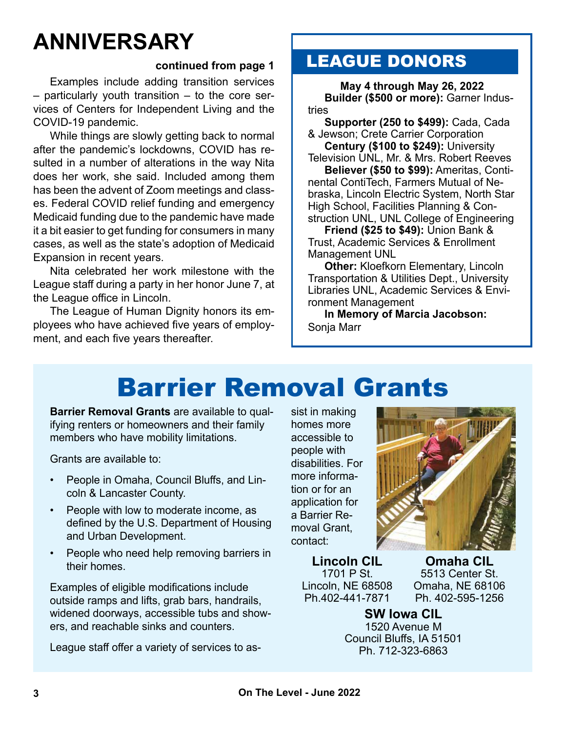# ANNIVERSARY

**continued from page 1**

Examples include adding transition services – particularly youth transition – to the core services of Centers for Independent Living and the COVID-19 pandemic.

While things are slowly getting back to normal after the pandemic's lockdowns, COVID has resulted in a number of alterations in the way Nita does her work, she said. Included among them has been the advent of Zoom meetings and classes. Federal COVID relief funding and emergency Medicaid funding due to the pandemic have made it a bit easier to get funding for consumers in many cases, as well as the state's adoption of Medicaid Expansion in recent years.

Nita celebrated her work milestone with the League staff during a party in her honor June 7, at the League office in Lincoln.

The League of Human Dignity honors its employees who have achieved five years of employment, and each five years thereafter.

## LEAGUE DONORS

**May 4 through May 26, 2022**

**Builder ($500 or more):** Garner Industries

**Supporter (250 to $499):** Cada, Cada & Jewson; Crete Carrier Corporation

**Century ($100 to $249):** University Television UNL, Mr. & Mrs. Robert Reeves

**Believer ($50 to $99):** Ameritas, Continental ContiTech, Farmers Mutual of Nebraska, Lincoln Electric System, North Star High School, Facilities Planning & Construction UNL, UNL College of Engineering

**Friend ($25 to $49):** Union Bank & Trust, Academic Services & Enrollment Management UNL

**Other:** Kloefkorn Elementary, Lincoln Transportation & Utilities Dept., University Libraries UNL, Academic Services & Environment Management

**In Memory of Marcia Jacobson:** Sonja Marr

# Barrier Removal Grants

**Barrier Removal Grants** are available to qualifying renters or homeowners and their family members who have mobility limitations.

Grants are available to:

- People in Omaha, Council Bluffs, and Lincoln & Lancaster County.
- People with low to moderate income, as defined by the U.S. Department of Housing and Urban Development.
- People who need help removing barriers in their homes.

Examples of eligible modifications include outside ramps and lifts, grab bars, handrails, widened doorways, accessible tubs and showers, and reachable sinks and counters.

League staff offer a variety of services to assist in making homes more accessible to people with disabilities. For more information or for an application for a Barrier Removal Grant, contact:

**Lincoln CIL**
1701 P St.
Lincoln, NE 68508
Ph.402-441-7871

**Omaha CIL**
5513 Center St.
Omaha, NE 68106
Ph. 402-595-1256

**SW Iowa CIL**
1520 Avenue M
Council Bluffs, IA 51501
Ph. 712-323-6863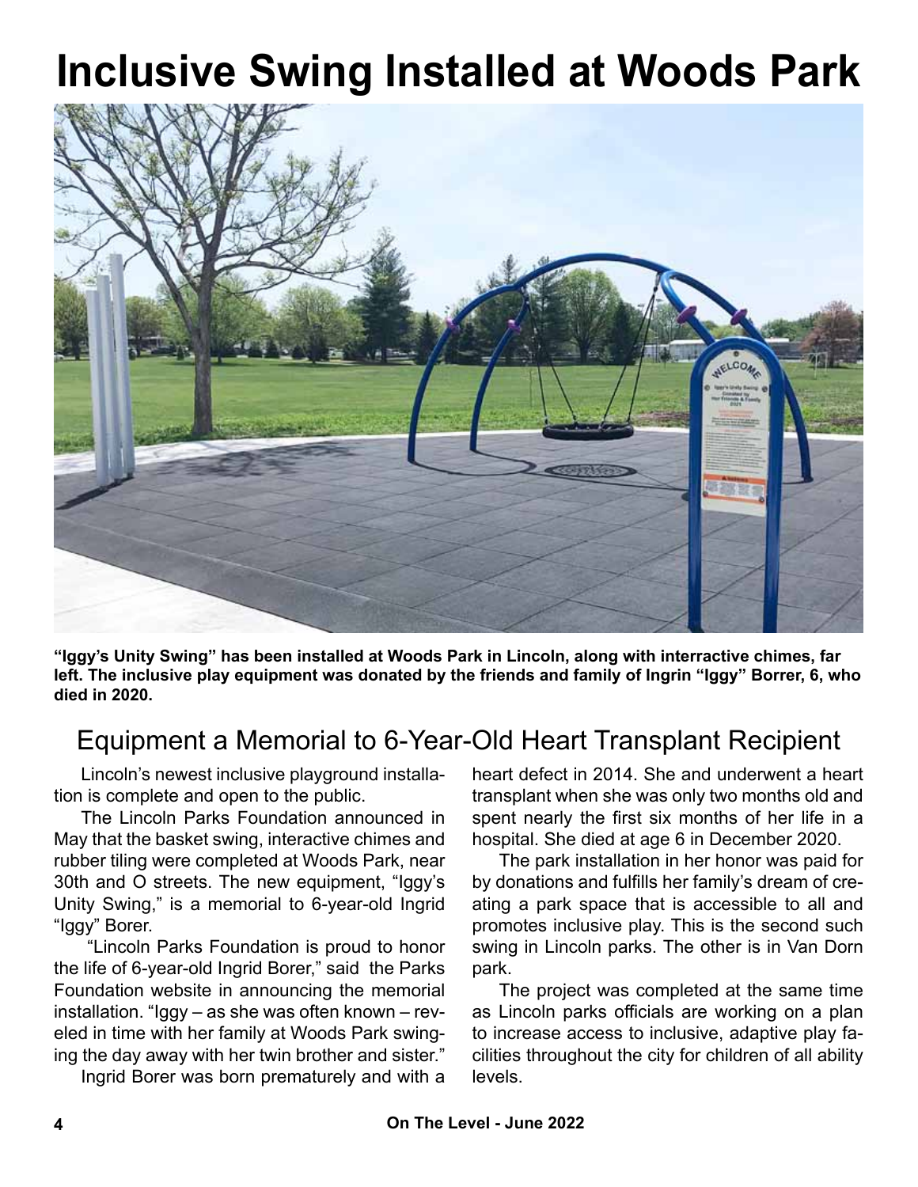# Inclusive Swing Installed at Woods Park

**"Iggy's Unity Swing" has been installed at Woods Park in Lincoln, along with interractive chimes, far left. The inclusive play equipment was donated by the friends and family of Ingrin "Iggy" Borrer, 6, who died in 2020.**

## Equipment a Memorial to 6-Year-Old Heart Transplant Recipient

Lincoln's newest inclusive playground installation is complete and open to the public.

The Lincoln Parks Foundation announced in May that the basket swing, interactive chimes and rubber tiling were completed at Woods Park, near 30th and O streets. The new equipment, "Iggy's Unity Swing," is a memorial to 6-year-old Ingrid "Iggy" Borer.

"Lincoln Parks Foundation is proud to honor the life of 6-year-old Ingrid Borer," said the Parks Foundation website in announcing the memorial installation. "Iggy – as she was often known – reveled in time with her family at Woods Park swinging the day away with her twin brother and sister."

Ingrid Borer was born prematurely and with a heart defect in 2014. She and underwent a heart transplant when she was only two months old and spent nearly the first six months of her life in a hospital. She died at age 6 in December 2020.

The park installation in her honor was paid for by donations and fulfills her family's dream of creating a park space that is accessible to all and promotes inclusive play. This is the second such swing in Lincoln parks. The other is in Van Dorn park.

The project was completed at the same time as Lincoln parks officials are working on a plan to increase access to inclusive, adaptive play facilities throughout the city for children of all ability levels.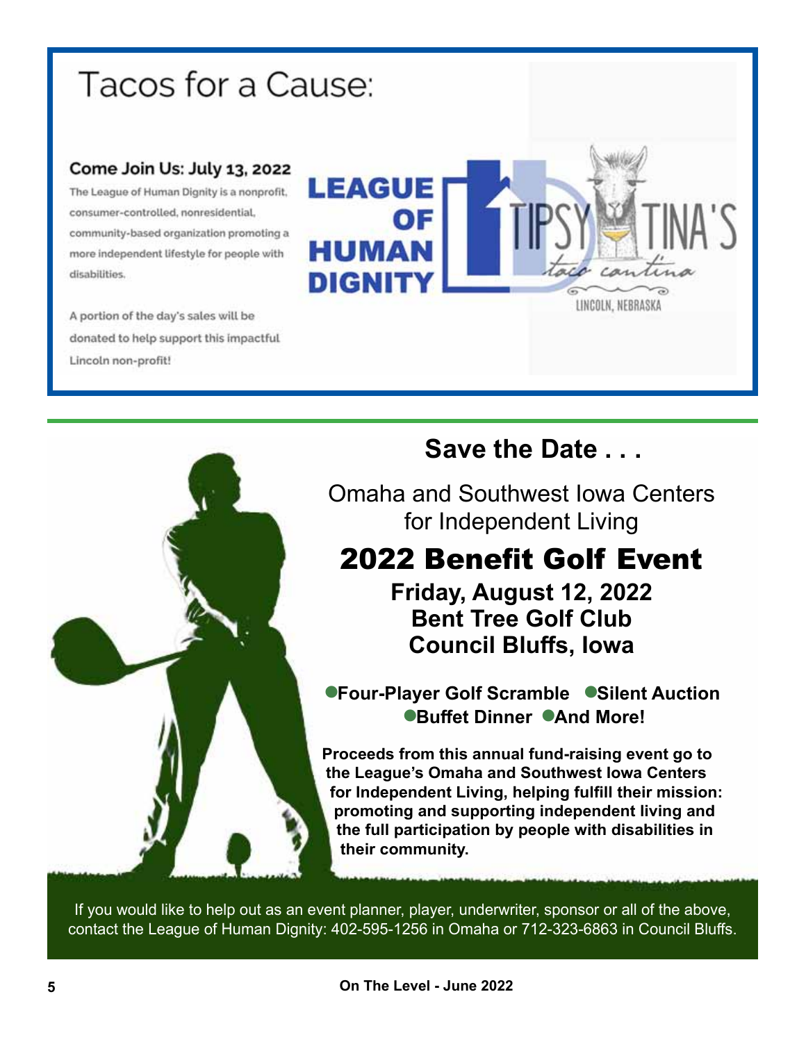# Tacos for a Cause:

### Come Join Us: July 13, 2022

The League of Human Dignity is a nonprofit, consumer-controlled, nonresidential, community-based organization promoting a more independent lifestyle for people with disabilities.

A portion of the day's sales will be donated to help support this impactful Lincoln non-profit!

LEAGUE OF HUMAN DIGNITY

TIPSY TINA'S taco cantina — LINCOLN, NEBRASKA

## Save the Date . . .

Omaha and Southwest Iowa Centers for Independent Living

# 2022 Benefit Golf Event

**Friday, August 12, 2022**
**Bent Tree Golf Club**
**Council Bluffs, Iowa**

- **Four-Player Golf Scramble**
- **Silent Auction**
- **Buffet Dinner**
- **And More!**

**Proceeds from this annual fund-raising event go to the League's Omaha and Southwest Iowa Centers for Independent Living, helping fulfill their mission: promoting and supporting independent living and the full participation by people with disabilities in their community.**

If you would like to help out as an event planner, player, underwriter, sponsor or all of the above, contact the League of Human Dignity: 402-595-1256 in Omaha or 712-323-6863 in Council Bluffs.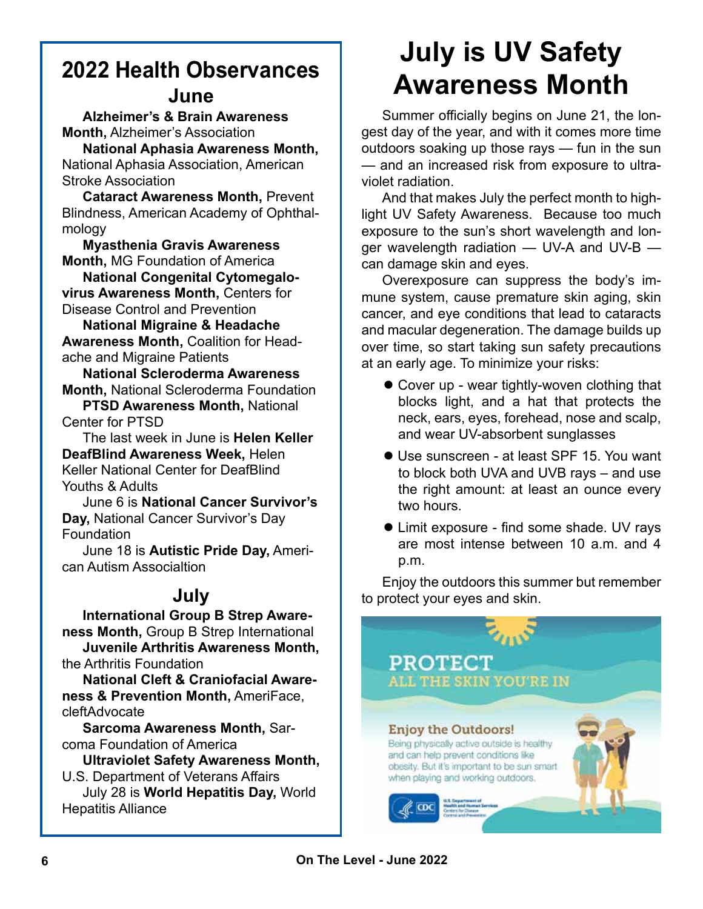## 2022 Health Observances

### June

**Alzheimer's & Brain Awareness Month,** Alzheimer's Association

**National Aphasia Awareness Month,** National Aphasia Association, American Stroke Association

**Cataract Awareness Month,** Prevent Blindness, American Academy of Ophthalmology

**Myasthenia Gravis Awareness Month,** MG Foundation of America

**National Congenital Cytomegalovirus Awareness Month,** Centers for Disease Control and Prevention

**National Migraine & Headache Awareness Month,** Coalition for Headache and Migraine Patients

**National Scleroderma Awareness Month,** National Scleroderma Foundation

**PTSD Awareness Month,** National Center for PTSD

The last week in June is **Helen Keller DeafBlind Awareness Week,** Helen Keller National Center for DeafBlind Youths & Adults

June 6 is **National Cancer Survivor's Day,** National Cancer Survivor's Day Foundation

June 18 is **Autistic Pride Day,** American Autism Associaltion

### July

**International Group B Strep Awareness Month,** Group B Strep International

**Juvenile Arthritis Awareness Month,** the Arthritis Foundation

**National Cleft & Craniofacial Awareness & Prevention Month,** AmeriFace, cleftAdvocate

**Sarcoma Awareness Month,** Sarcoma Foundation of America

**Ultraviolet Safety Awareness Month,** U.S. Department of Veterans Affairs

July 28 is **World Hepatitis Day,** World Hepatitis Alliance

# July is UV Safety Awareness Month

Summer officially begins on June 21, the longest day of the year, and with it comes more time outdoors soaking up those rays — fun in the sun — and an increased risk from exposure to ultraviolet radiation.

And that makes July the perfect month to highlight UV Safety Awareness. Because too much exposure to the sun's short wavelength and longer wavelength radiation — UV-A and UV-B — can damage skin and eyes.

Overexposure can suppress the body's immune system, cause premature skin aging, skin cancer, and eye conditions that lead to cataracts and macular degeneration. The damage builds up over time, so start taking sun safety precautions at an early age. To minimize your risks:

- Cover up - wear tightly-woven clothing that blocks light, and a hat that protects the neck, ears, eyes, forehead, nose and scalp, and wear UV-absorbent sunglasses
- Use sunscreen - at least SPF 15. You want to block both UVA and UVB rays – and use the right amount: at least an ounce every two hours.
- Limit exposure - find some shade. UV rays are most intense between 10 a.m. and 4 p.m.

Enjoy the outdoors this summer but remember to protect your eyes and skin.

**PROTECT ALL THE SKIN YOU'RE IN**

**Enjoy the Outdoors!**

Being physically active outside is healthy and can help prevent conditions like obesity. But it's important to be sun smart when playing and working outdoors.

CDC – U.S. Department of Health and Human Services, Centers for Disease Control and Prevention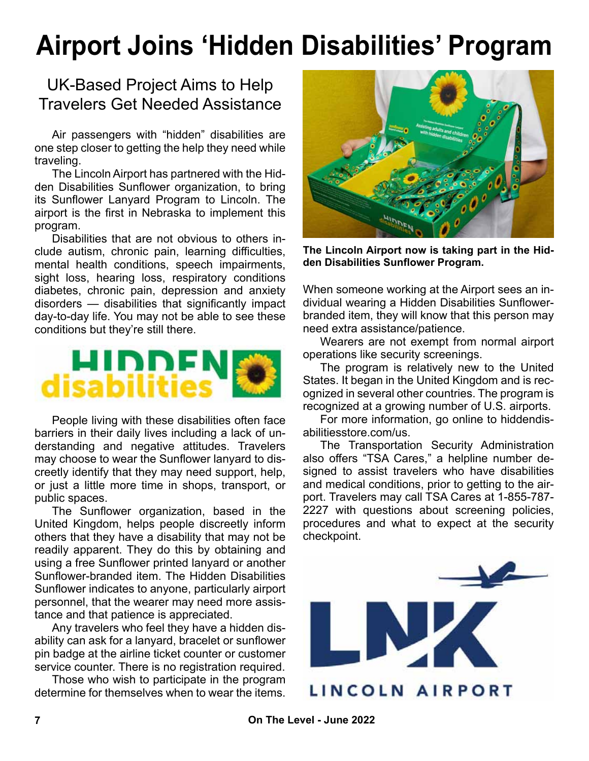# Airport Joins 'Hidden Disabilities' Program

## UK-Based Project Aims to Help Travelers Get Needed Assistance

Air passengers with "hidden" disabilities are one step closer to getting the help they need while traveling.

The Lincoln Airport has partnered with the Hidden Disabilities Sunflower organization, to bring its Sunflower Lanyard Program to Lincoln. The airport is the first in Nebraska to implement this program.

Disabilities that are not obvious to others include autism, chronic pain, learning difficulties, mental health conditions, speech impairments, sight loss, hearing loss, respiratory conditions diabetes, chronic pain, depression and anxiety disorders — disabilities that significantly impact day-to-day life. You may not be able to see these conditions but they're still there.

People living with these disabilities often face barriers in their daily lives including a lack of understanding and negative attitudes. Travelers may choose to wear the Sunflower lanyard to discreetly identify that they may need support, help, or just a little more time in shops, transport, or public spaces.

The Sunflower organization, based in the United Kingdom, helps people discreetly inform others that they have a disability that may not be readily apparent. They do this by obtaining and using a free Sunflower printed lanyard or another Sunflower-branded item. The Hidden Disabilities Sunflower indicates to anyone, particularly airport personnel, that the wearer may need more assistance and that patience is appreciated.

Any travelers who feel they have a hidden disability can ask for a lanyard, bracelet or sunflower pin badge at the airline ticket counter or customer service counter. There is no registration required.

Those who wish to participate in the program determine for themselves when to wear the items.

**The Lincoln Airport now is taking part in the Hidden Disabilities Sunflower Program.**

When someone working at the Airport sees an individual wearing a Hidden Disabilities Sunflower-branded item, they will know that this person may need extra assistance/patience.

Wearers are not exempt from normal airport operations like security screenings.

The program is relatively new to the United States. It began in the United Kingdom and is recognized in several other countries. The program is recognized at a growing number of U.S. airports.

For more information, go online to hiddendisabilitiesstore.com/us.

The Transportation Security Administration also offers "TSA Cares," a helpline number designed to assist travelers who have disabilities and medical conditions, prior to getting to the airport. Travelers may call TSA Cares at 1-855-787-2227 with questions about screening policies, procedures and what to expect at the security checkpoint.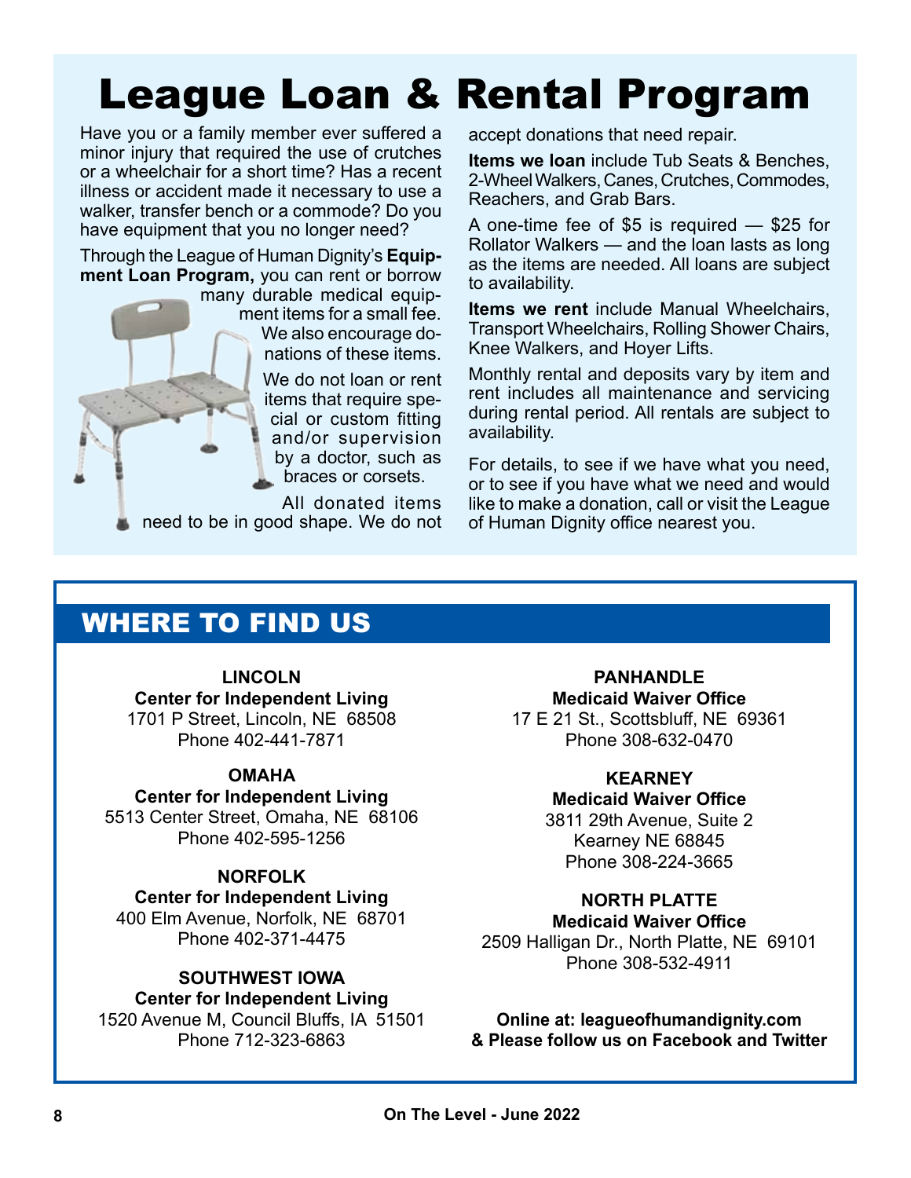# League Loan & Rental Program

Have you or a family member ever suffered a minor injury that required the use of crutches or a wheelchair for a short time? Has a recent illness or accident made it necessary to use a walker, transfer bench or a commode? Do you have equipment that you no longer need?

Through the League of Human Dignity's **Equipment Loan Program,** you can rent or borrow many durable medical equipment items for a small fee. We also encourage donations of these items.

We do not loan or rent items that require special or custom fitting and/or supervision by a doctor, such as braces or corsets.

All donated items need to be in good shape. We do not accept donations that need repair.

**Items we loan** include Tub Seats & Benches, 2-Wheel Walkers, Canes, Crutches, Commodes, Reachers, and Grab Bars.

A one-time fee of $5 is required — $25 for Rollator Walkers — and the loan lasts as long as the items are needed. All loans are subject to availability.

**Items we rent** include Manual Wheelchairs, Transport Wheelchairs, Rolling Shower Chairs, Knee Walkers, and Hoyer Lifts.

Monthly rental and deposits vary by item and rent includes all maintenance and servicing during rental period. All rentals are subject to availability.

For details, to see if we have what you need, or to see if you have what we need and would like to make a donation, call or visit the League of Human Dignity office nearest you.

## WHERE TO FIND US

**LINCOLN**
**Center for Independent Living**
1701 P Street, Lincoln, NE 68508
Phone 402-441-7871

**OMAHA**
**Center for Independent Living**
5513 Center Street, Omaha, NE 68106
Phone 402-595-1256

**NORFOLK**
**Center for Independent Living**
400 Elm Avenue, Norfolk, NE 68701
Phone 402-371-4475

**SOUTHWEST IOWA**
**Center for Independent Living**
1520 Avenue M, Council Bluffs, IA 51501
Phone 712-323-6863

**PANHANDLE**
**Medicaid Waiver Office**
17 E 21 St., Scottsbluff, NE 69361
Phone 308-632-0470

**KEARNEY**
**Medicaid Waiver Office**
3811 29th Avenue, Suite 2
Kearney NE 68845
Phone 308-224-3665

**NORTH PLATTE**
**Medicaid Waiver Office**
2509 Halligan Dr., North Platte, NE 69101
Phone 308-532-4911

**Online at: leagueofhumandignity.com**
**& Please follow us on Facebook and Twitter**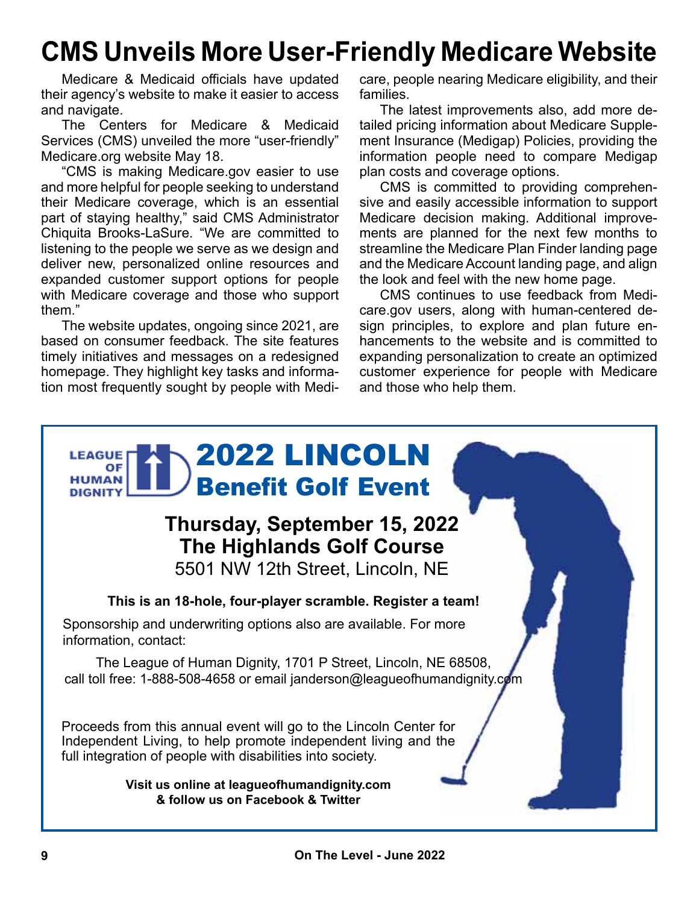# CMS Unveils More User-Friendly Medicare Website

Medicare & Medicaid officials have updated their agency's website to make it easier to access and navigate.

The Centers for Medicare & Medicaid Services (CMS) unveiled the more "user-friendly" Medicare.org website May 18.

"CMS is making Medicare.gov easier to use and more helpful for people seeking to understand their Medicare coverage, which is an essential part of staying healthy," said CMS Administrator Chiquita Brooks-LaSure. "We are committed to listening to the people we serve as we design and deliver new, personalized online resources and expanded customer support options for people with Medicare coverage and those who support them."

The website updates, ongoing since 2021, are based on consumer feedback. The site features timely initiatives and messages on a redesigned homepage. They highlight key tasks and information most frequently sought by people with Medicare, people nearing Medicare eligibility, and their families.

The latest improvements also, add more detailed pricing information about Medicare Supplement Insurance (Medigap) Policies, providing the information people need to compare Medigap plan costs and coverage options.

CMS is committed to providing comprehensive and easily accessible information to support Medicare decision making. Additional improvements are planned for the next few months to streamline the Medicare Plan Finder landing page and the Medicare Account landing page, and align the look and feel with the new home page.

CMS continues to use feedback from Medicare.gov users, along with human-centered design principles, to explore and plan future enhancements to the website and is committed to expanding personalization to create an optimized customer experience for people with Medicare and those who help them.

---

LEAGUE OF HUMAN DIGNITY

## 2022 LINCOLN Benefit Golf Event

**Thursday, September 15, 2022**
**The Highlands Golf Course**
5501 NW 12th Street, Lincoln, NE

**This is an 18-hole, four-player scramble. Register a team!**

Sponsorship and underwriting options also are available. For more information, contact:

The League of Human Dignity, 1701 P Street, Lincoln, NE 68508, call toll free: 1-888-508-4658 or email janderson@leagueofhumandignity.com

Proceeds from this annual event will go to the Lincoln Center for Independent Living, to help promote independent living and the full integration of people with disabilities into society.

**Visit us online at leagueofhumandignity.com & follow us on Facebook & Twitter**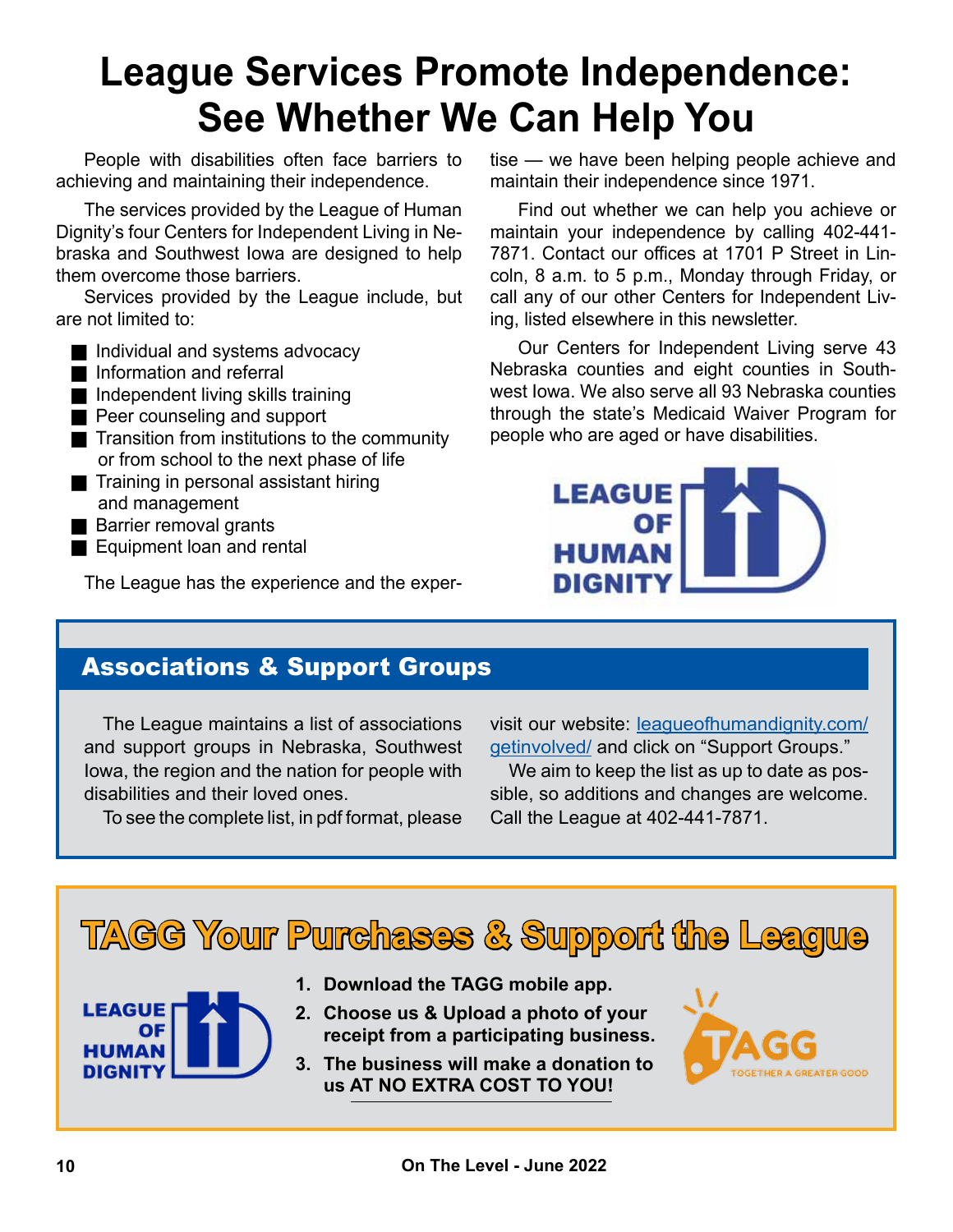# League Services Promote Independence: See Whether We Can Help You

People with disabilities often face barriers to achieving and maintaining their independence.

The services provided by the League of Human Dignity's four Centers for Independent Living in Nebraska and Southwest Iowa are designed to help them overcome those barriers.

Services provided by the League include, but are not limited to:

- Individual and systems advocacy
- Information and referral
- Independent living skills training
- Peer counseling and support
- Transition from institutions to the community or from school to the next phase of life
- Training in personal assistant hiring and management
- Barrier removal grants
- Equipment loan and rental

The League has the experience and the expertise — we have been helping people achieve and maintain their independence since 1971.

Find out whether we can help you achieve or maintain your independence by calling 402-441-7871. Contact our offices at 1701 P Street in Lincoln, 8 a.m. to 5 p.m., Monday through Friday, or call any of our other Centers for Independent Living, listed elsewhere in this newsletter.

Our Centers for Independent Living serve 43 Nebraska counties and eight counties in Southwest Iowa. We also serve all 93 Nebraska counties through the state's Medicaid Waiver Program for people who are aged or have disabilities.

LEAGUE OF HUMAN DIGNITY

## Associations & Support Groups

The League maintains a list of associations and support groups in Nebraska, Southwest Iowa, the region and the nation for people with disabilities and their loved ones.

To see the complete list, in pdf format, please visit our website: leagueofhumandignity.com/getinvolved/ and click on "Support Groups."

We aim to keep the list as up to date as possible, so additions and changes are welcome. Call the League at 402-441-7871.

## TAGG Your Purchases & Support the League

LEAGUE OF HUMAN DIGNITY

1. **Download the TAGG mobile app.**
2. **Choose us & Upload a photo of your receipt from a participating business.**
3. **The business will make a donation to us AT NO EXTRA COST TO YOU!**

TAGG TOGETHER A GREATER GOOD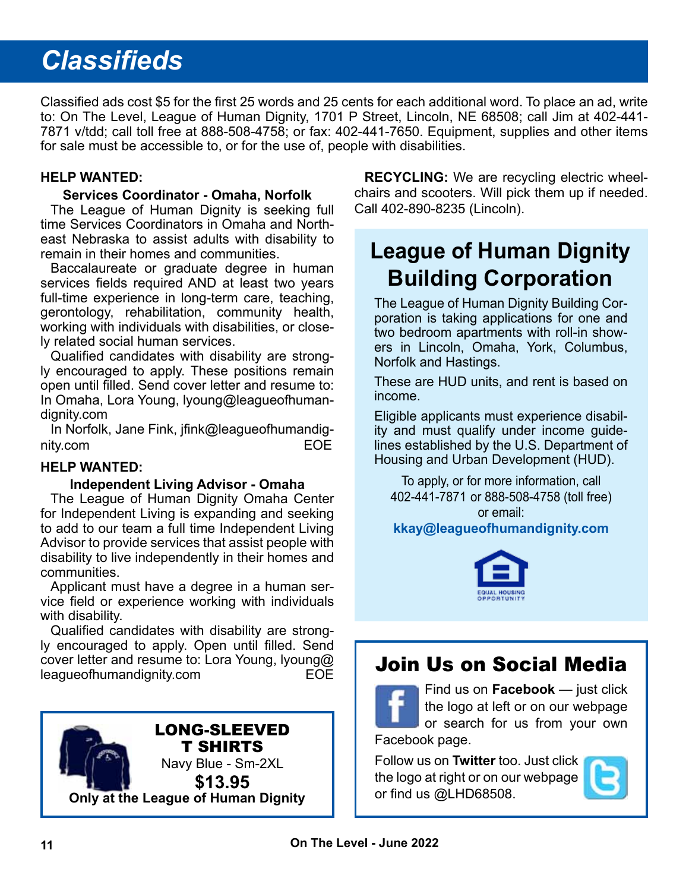# Classifieds

Classified ads cost $5 for the first 25 words and 25 cents for each additional word. To place an ad, write to: On The Level, League of Human Dignity, 1701 P Street, Lincoln, NE 68508; call Jim at 402-441-7871 v/tdd; call toll free at 888-508-4758; or fax: 402-441-7650. Equipment, supplies and other items for sale must be accessible to, or for the use of, people with disabilities.

**HELP WANTED:**

**Services Coordinator - Omaha, Norfolk**

The League of Human Dignity is seeking full time Services Coordinators in Omaha and Northeast Nebraska to assist adults with disability to remain in their homes and communities.

Baccalaureate or graduate degree in human services fields required AND at least two years full-time experience in long-term care, teaching, gerontology, rehabilitation, community health, working with individuals with disabilities, or closely related social human services.

Qualified candidates with disability are strongly encouraged to apply. These positions remain open until filled. Send cover letter and resume to: In Omaha, Lora Young, lyoung@leagueofhumandignity.com

In Norfolk, Jane Fink, jfink@leagueofhumandignity.com EOE

**HELP WANTED:**

**Independent Living Advisor - Omaha**

The League of Human Dignity Omaha Center for Independent Living is expanding and seeking to add to our team a full time Independent Living Advisor to provide services that assist people with disability to live independently in their homes and communities.

Applicant must have a degree in a human service field or experience working with individuals with disability.

Qualified candidates with disability are strongly encouraged to apply. Open until filled. Send cover letter and resume to: Lora Young, lyoung@leagueofhumandignity.com EOE

**LONG-SLEEVED T SHIRTS**

Navy Blue - Sm-2XL

**$13.95**

**Only at the League of Human Dignity**

**RECYCLING:** We are recycling electric wheelchairs and scooters. Will pick them up if needed. Call 402-890-8235 (Lincoln).

## League of Human Dignity Building Corporation

The League of Human Dignity Building Corporation is taking applications for one and two bedroom apartments with roll-in showers in Lincoln, Omaha, York, Columbus, Norfolk and Hastings.

These are HUD units, and rent is based on income.

Eligible applicants must experience disability and must qualify under income guidelines established by the U.S. Department of Housing and Urban Development (HUD).

To apply, or for more information, call 402-441-7871 or 888-508-4758 (toll free) or email:

**kkay@leagueofhumandignity.com**

EQUAL HOUSING OPPORTUNITY

## Join Us on Social Media

Find us on **Facebook** — just click the logo at left or on our webpage or search for us from your own Facebook page.

Follow us on **Twitter** too. Just click the logo at right or on our webpage or find us @LHD68508.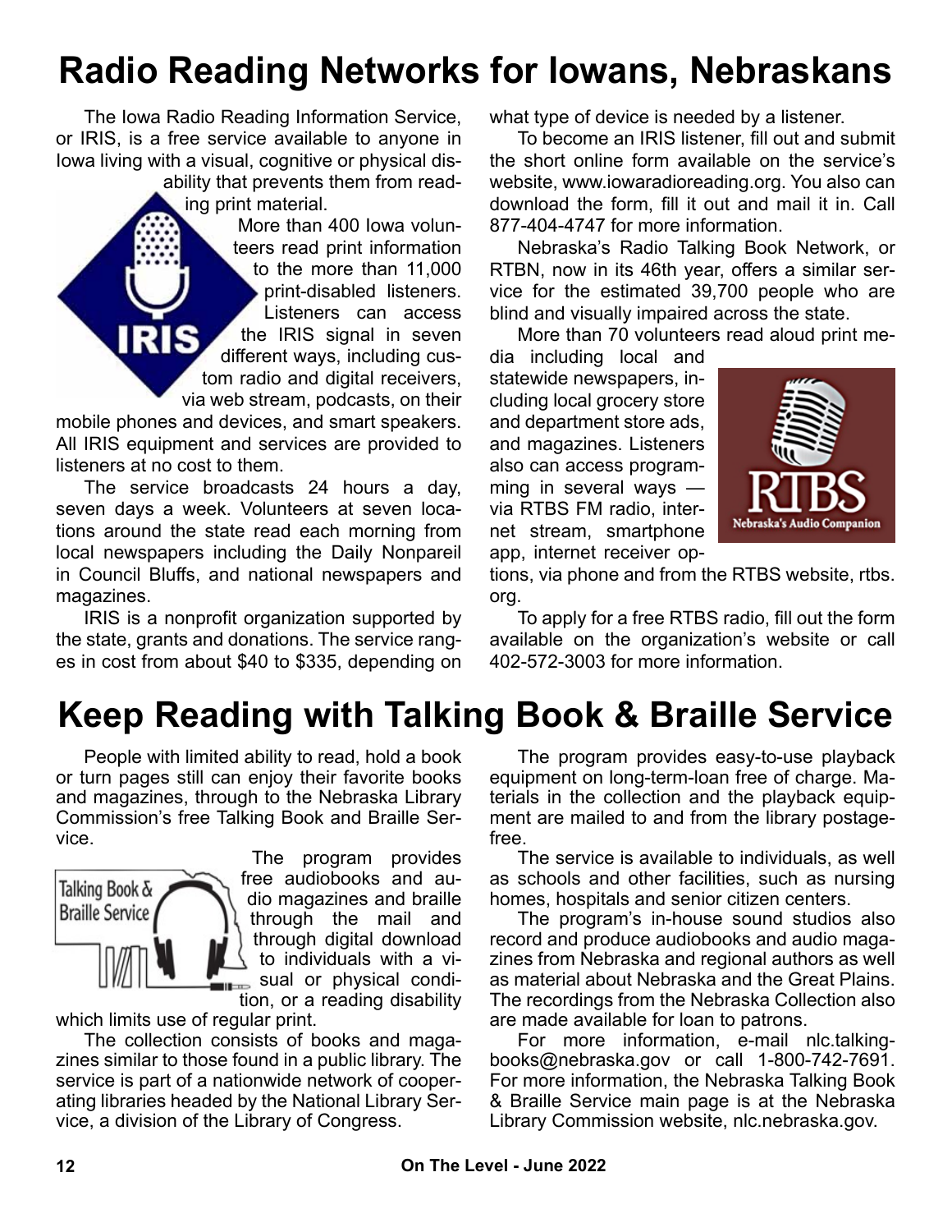# Radio Reading Networks for Iowans, Nebraskans

The Iowa Radio Reading Information Service, or IRIS, is a free service available to anyone in Iowa living with a visual, cognitive or physical disability that prevents them from reading print material.

More than 400 Iowa volunteers read print information to the more than 11,000 print-disabled listeners. Listeners can access the IRIS signal in seven different ways, including custom radio and digital receivers, via web stream, podcasts, on their mobile phones and devices, and smart speakers. All IRIS equipment and services are provided to listeners at no cost to them.

The service broadcasts 24 hours a day, seven days a week. Volunteers at seven locations around the state read each morning from local newspapers including the Daily Nonpareil in Council Bluffs, and national newspapers and magazines.

IRIS is a nonprofit organization supported by the state, grants and donations. The service ranges in cost from about $40 to $335, depending on what type of device is needed by a listener.

To become an IRIS listener, fill out and submit the short online form available on the service's website, www.iowaradioreading.org. You also can download the form, fill it out and mail it in. Call 877-404-4747 for more information.

Nebraska's Radio Talking Book Network, or RTBN, now in its 46th year, offers a similar service for the estimated 39,700 people who are blind and visually impaired across the state.

More than 70 volunteers read aloud print media including local and statewide newspapers, including local grocery store and department store ads, and magazines. Listeners also can access programming in several ways — via RTBS FM radio, internet stream, smartphone app, internet receiver options, via phone and from the RTBS website, rtbs.org.

To apply for a free RTBS radio, fill out the form available on the organization's website or call 402-572-3003 for more information.

# Keep Reading with Talking Book & Braille Service

People with limited ability to read, hold a book or turn pages still can enjoy their favorite books and magazines, through to the Nebraska Library Commission's free Talking Book and Braille Service.

The program provides free audiobooks and audio magazines and braille through the mail and through digital download to individuals with a visual or physical condition, or a reading disability which limits use of regular print.

The collection consists of books and magazines similar to those found in a public library. The service is part of a nationwide network of cooperating libraries headed by the National Library Service, a division of the Library of Congress.

The program provides easy-to-use playback equipment on long-term-loan free of charge. Materials in the collection and the playback equipment are mailed to and from the library postage-free.

The service is available to individuals, as well as schools and other facilities, such as nursing homes, hospitals and senior citizen centers.

The program's in-house sound studios also record and produce audiobooks and audio magazines from Nebraska and regional authors as well as material about Nebraska and the Great Plains. The recordings from the Nebraska Collection also are made available for loan to patrons.

For more information, e-mail nlc.talkingbooks@nebraska.gov or call 1-800-742-7691. For more information, the Nebraska Talking Book & Braille Service main page is at the Nebraska Library Commission website, nlc.nebraska.gov.